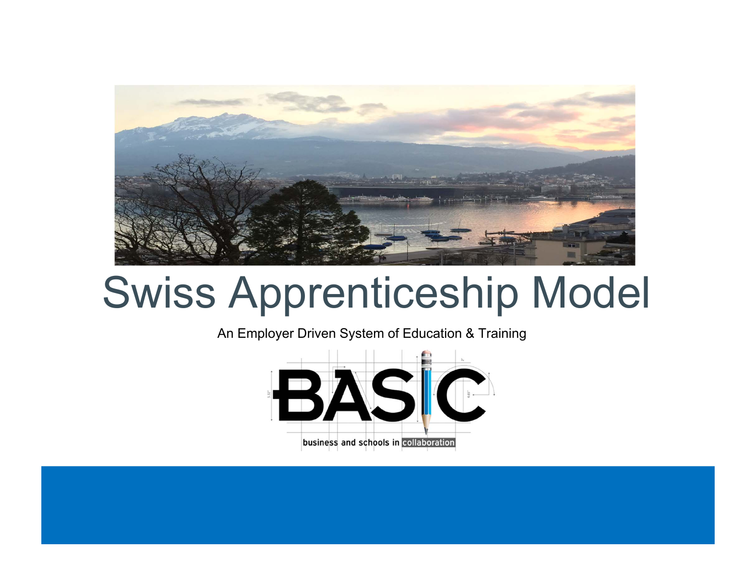# Swiss Apprenticeship Model

An Employer Driven System of Education & Training

BASIC

business and schools in collaboration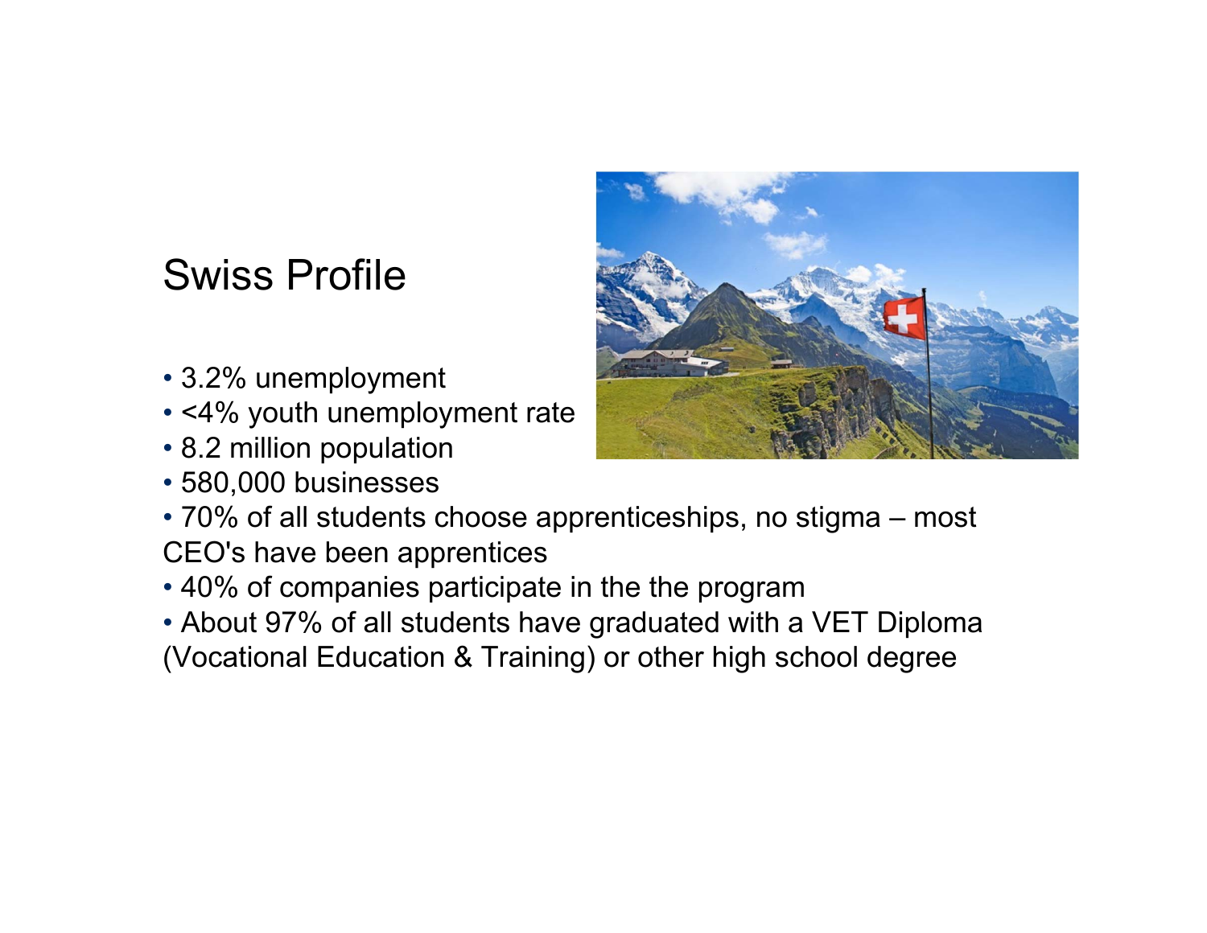# Swiss Profile

- 3.2% unemployment
- <4% youth unemployment rate
- 8.2 million population
- 580,000 businesses
- 70% of all students choose apprenticeships, no stigma – most CEO's have been apprentices
- 40% of companies participate in the the program
- About 97% of all students have graduated with a VET Diploma (Vocational Education & Training) or other high school degree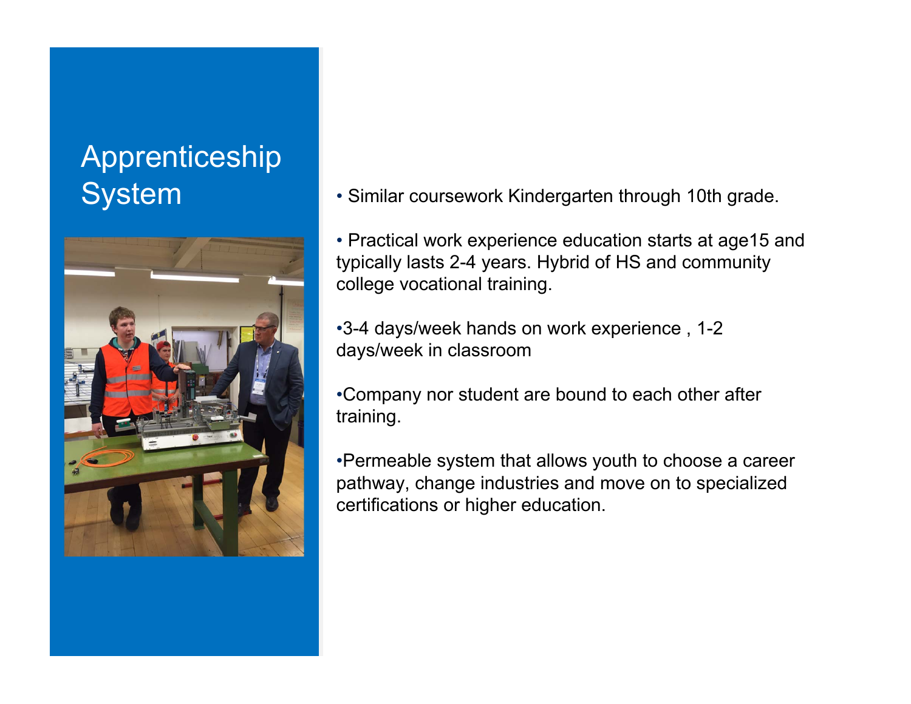# Apprenticeship System

- Similar coursework Kindergarten through 10th grade.

- Practical work experience education starts at age15 and typically lasts 2-4 years. Hybrid of HS and community college vocational training.

- 3-4 days/week hands on work experience , 1-2 days/week in classroom

- Company nor student are bound to each other after training.

- Permeable system that allows youth to choose a career pathway, change industries and move on to specialized certifications or higher education.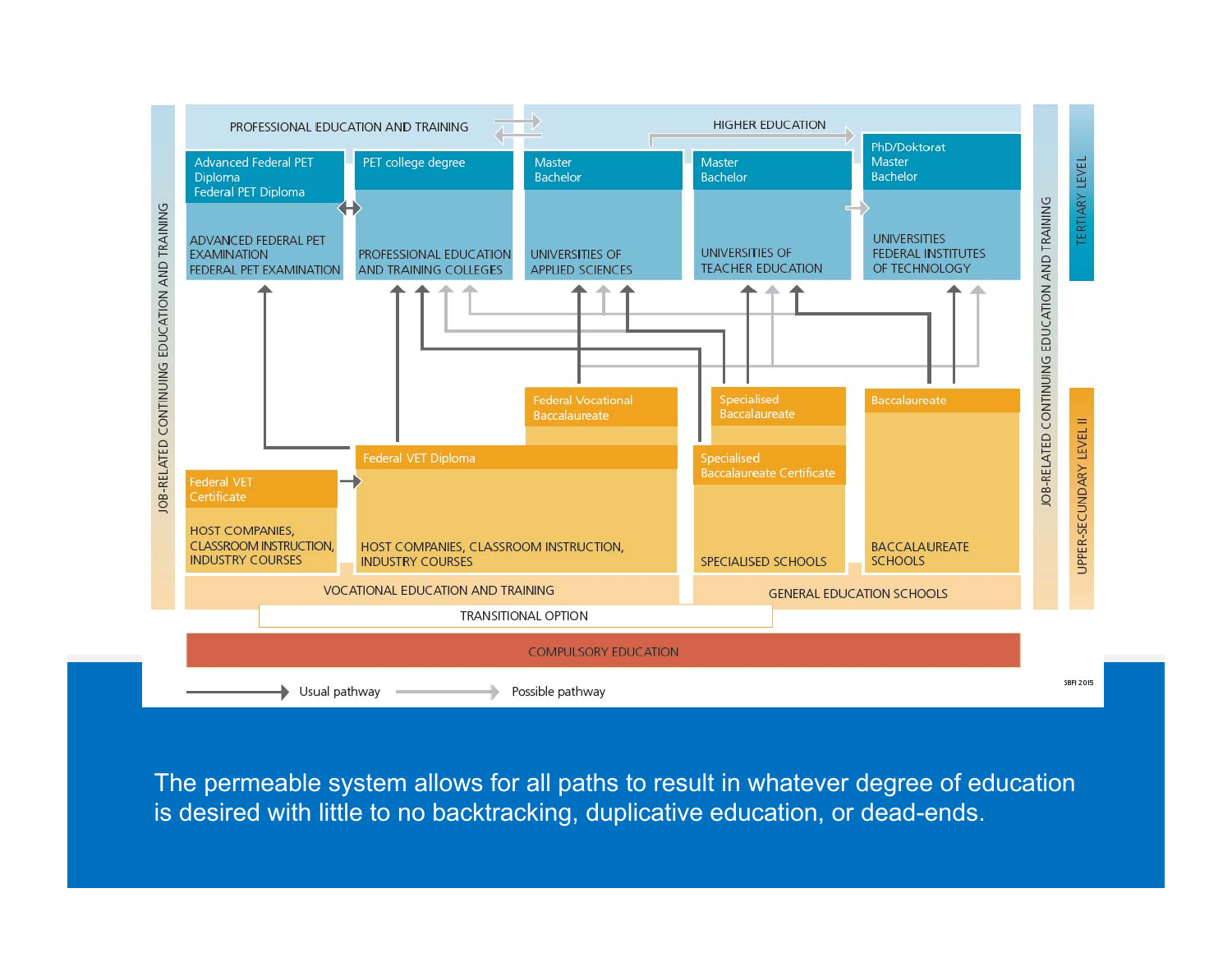PROFESSIONAL EDUCATION AND TRAINING

HIGHER EDUCATION

| Advanced Federal PET Diploma<br>Federal PET Diploma | PET college degree | Master<br>Bachelor | Master<br>Bachelor | PhD/Doktorat<br>Master<br>Bachelor |
|---|---|---|---|---|
| ADVANCED FEDERAL PET EXAMINATION<br>FEDERAL PET EXAMINATION | PROFESSIONAL EDUCATION AND TRAINING COLLEGES | UNIVERSITIES OF APPLIED SCIENCES | UNIVERSITIES OF TEACHER EDUCATION | UNIVERSITIES<br>FEDERAL INSTITUTES OF TECHNOLOGY |

TERTIARY LEVEL

JOB-RELATED CONTINUING EDUCATION AND TRAINING

Federal Vocational Baccalaureate

Specialised Baccalaureate

Baccalaureate

Federal VET Diploma

Specialised Baccalaureate Certificate

Federal VET Certificate

HOST COMPANIES, CLASSROOM INSTRUCTION, INDUSTRY COURSES

HOST COMPANIES, CLASSROOM INSTRUCTION, INDUSTRY COURSES

SPECIALISED SCHOOLS

BACCALAUREATE SCHOOLS

VOCATIONAL EDUCATION AND TRAINING

GENERAL EDUCATION SCHOOLS

UPPER-SECUNDARY LEVEL II

TRANSITIONAL OPTION

COMPULSORY EDUCATION

Usual pathway — Possible pathway

SBFI 2015

The permeable system allows for all paths to result in whatever degree of education is desired with little to no backtracking, duplicative education, or dead-ends.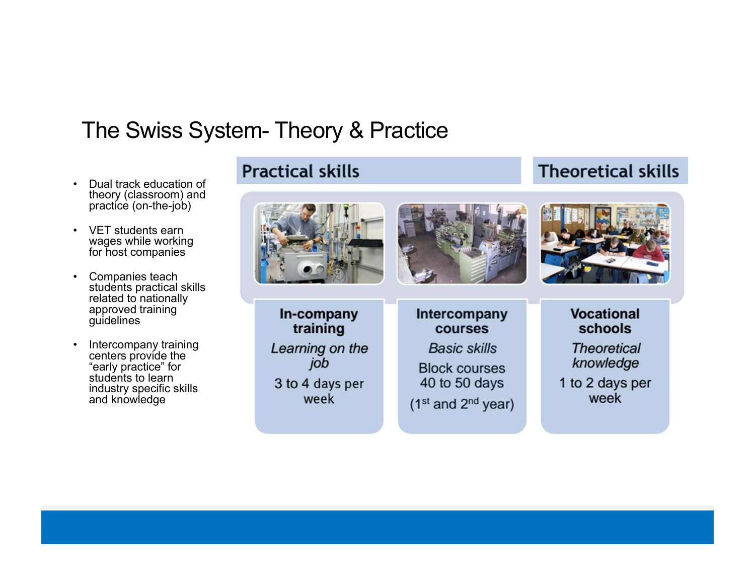# The Swiss System- Theory & Practice

- Dual track education of theory (classroom) and practice (on-the-job)
- VET students earn wages while working for host companies
- Companies teach students practical skills related to nationally approved training guidelines
- Intercompany training centers provide the "early practice" for students to learn industry specific skills and knowledge

| Practical skills | | Theoretical skills |
|---|---|---|
| **In-company training** | **Intercompany courses** | **Vocational schools** |
| *Learning on the job* | *Basic skills* | *Theoretical knowledge* |
| 3 to 4 days per week | Block courses 40 to 50 days (1st and 2nd year) | 1 to 2 days per week |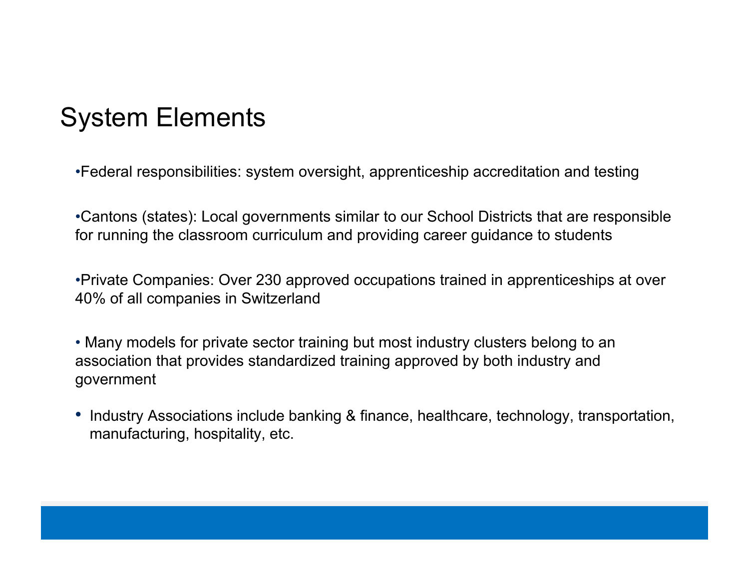# System Elements

- Federal responsibilities: system oversight, apprenticeship accreditation and testing

- Cantons (states): Local governments similar to our School Districts that are responsible for running the classroom curriculum and providing career guidance to students

- Private Companies: Over 230 approved occupations trained in apprenticeships at over 40% of all companies in Switzerland

- Many models for private sector training but most industry clusters belong to an association that provides standardized training approved by both industry and government

- Industry Associations include banking & finance, healthcare, technology, transportation, manufacturing, hospitality, etc.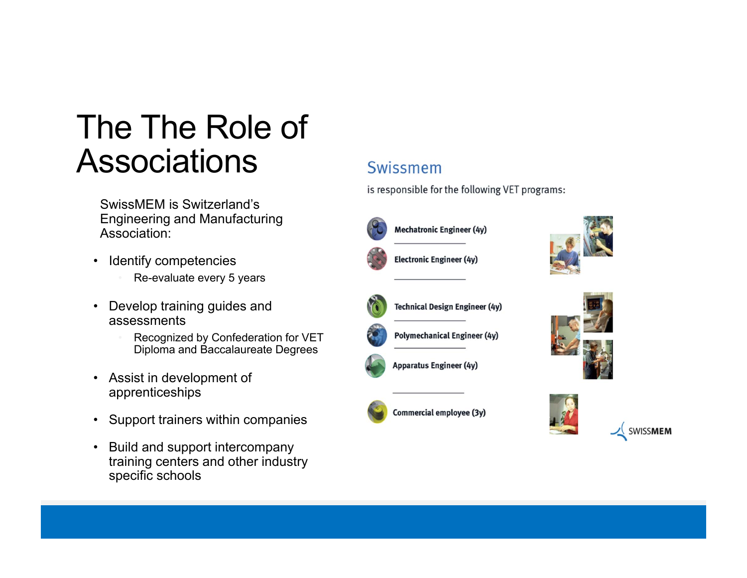# The The Role of Associations

SwissMEM is Switzerland's Engineering and Manufacturing Association:

- Identify competencies
  - Re-evaluate every 5 years
- Develop training guides and assessments
  - Recognized by Confederation for VET Diploma and Baccalaureate Degrees
- Assist in development of apprenticeships
- Support trainers within companies
- Build and support intercompany training centers and other industry specific schools

## Swissmem

is responsible for the following VET programs:

- Mechatronic Engineer (4y)
- Electronic Engineer (4y)
- Technical Design Engineer (4y)
- Polymechanical Engineer (4y)
- Apparatus Engineer (4y)
- Commercial employee (3y)

SWISSMEM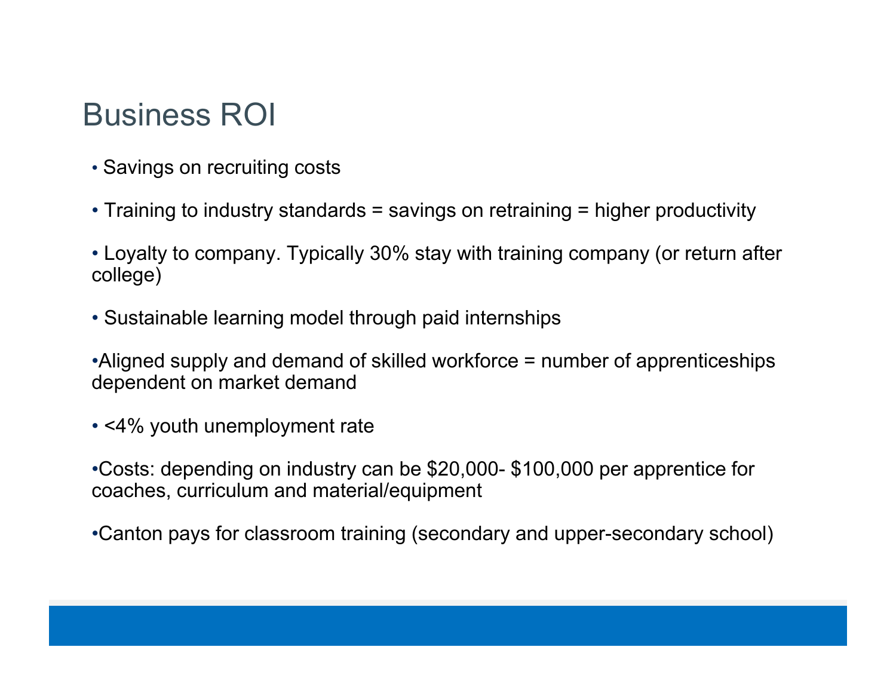# Business ROI

- Savings on recruiting costs
- Training to industry standards = savings on retraining = higher productivity
- Loyalty to company. Typically 30% stay with training company (or return after college)
- Sustainable learning model through paid internships
- Aligned supply and demand of skilled workforce = number of apprenticeships dependent on market demand
- <4% youth unemployment rate
- Costs: depending on industry can be $20,000- $100,000 per apprentice for coaches, curriculum and material/equipment
- Canton pays for classroom training (secondary and upper-secondary school)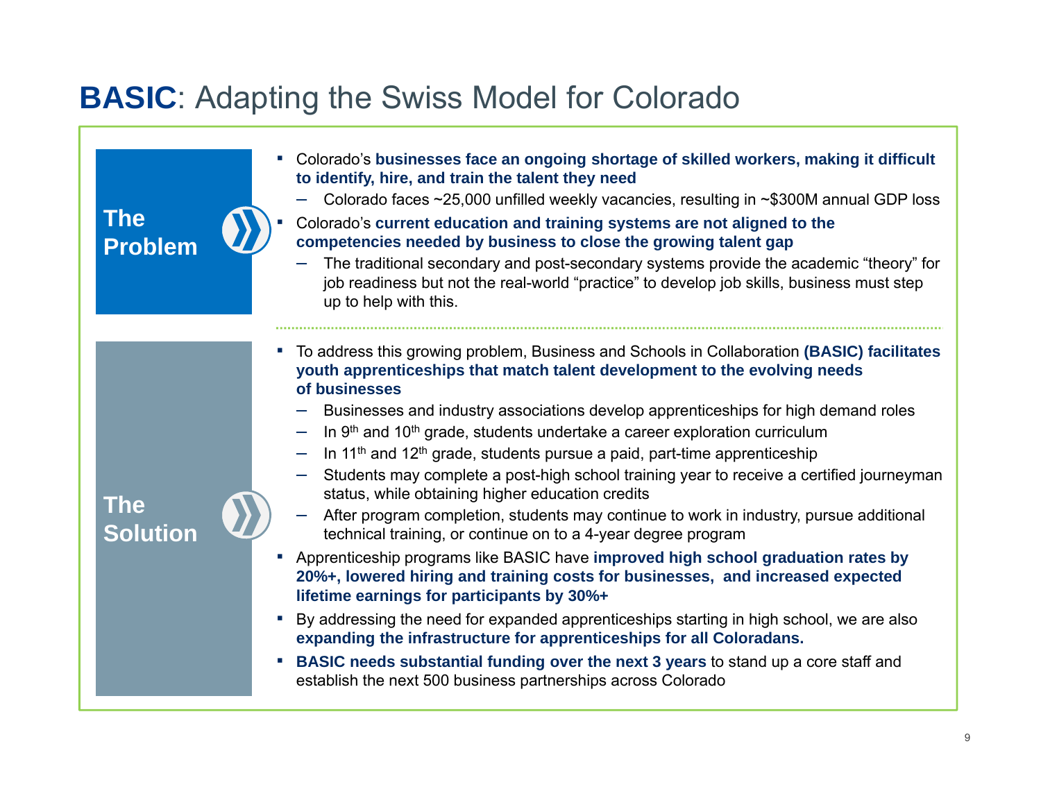# **BASIC**: Adapting the Swiss Model for Colorado

## The Problem

- Colorado's **businesses face an ongoing shortage of skilled workers, making it difficult to identify, hire, and train the talent they need**
  - Colorado faces ~25,000 unfilled weekly vacancies, resulting in ~$300M annual GDP loss
- Colorado's **current education and training systems are not aligned to the competencies needed by business to close the growing talent gap**
  - The traditional secondary and post-secondary systems provide the academic "theory" for job readiness but not the real-world "practice" to develop job skills, business must step up to help with this.

## The Solution

- To address this growing problem, Business and Schools in Collaboration **(BASIC) facilitates youth apprenticeships that match talent development to the evolving needs of businesses**
  - Businesses and industry associations develop apprenticeships for high demand roles
  - In 9th and 10th grade, students undertake a career exploration curriculum
  - In 11th and 12th grade, students pursue a paid, part-time apprenticeship
  - Students may complete a post-high school training year to receive a certified journeyman status, while obtaining higher education credits
  - After program completion, students may continue to work in industry, pursue additional technical training, or continue on to a 4-year degree program
- Apprenticeship programs like BASIC have **improved high school graduation rates by 20%+, lowered hiring and training costs for businesses, and increased expected lifetime earnings for participants by 30%+**
- By addressing the need for expanded apprenticeships starting in high school, we are also **expanding the infrastructure for apprenticeships for all Coloradans.**
- **BASIC needs substantial funding over the next 3 years** to stand up a core staff and establish the next 500 business partnerships across Colorado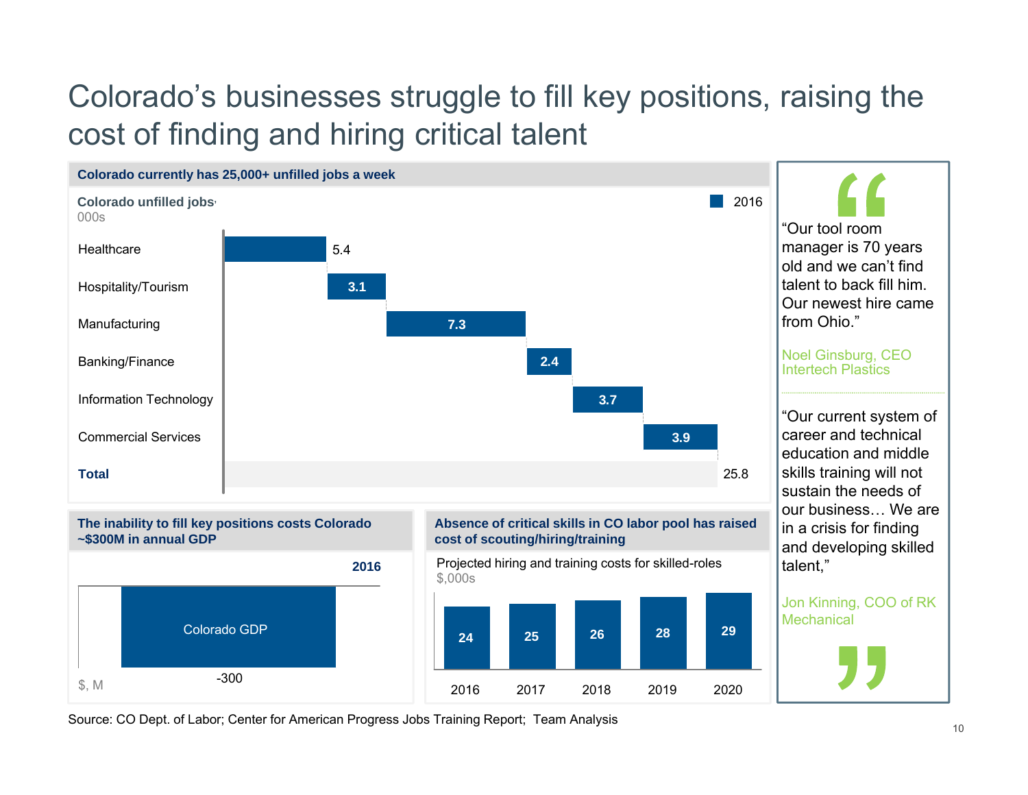# Colorado's businesses struggle to fill key positions, raising the cost of finding and hiring critical talent

## Colorado currently has 25,000+ unfilled jobs a week

**Colorado unfilled jobs**
000s

| Sector | 2016 |
|---|---|
| Healthcare | 5.4 |
| Hospitality/Tourism | 3.1 |
| Manufacturing | 7.3 |
| Banking/Finance | 2.4 |
| Information Technology | 3.7 |
| Commercial Services | 3.9 |
| **Total** | 25.8 |

## The inability to fill key positions costs Colorado ~$300M in annual GDP

| $, M | 2016 |
|---|---|
| Colorado GDP | -300 |

## Absence of critical skills in CO labor pool has raised cost of scouting/hiring/training

Projected hiring and training costs for skilled-roles
$,000s

| 2016 | 2017 | 2018 | 2019 | 2020 |
|---|---|---|---|---|
| 24 | 25 | 26 | 28 | 29 |

> "Our tool room manager is 70 years old and we can't find talent to back fill him. Our newest hire came from Ohio."
>
> Noel Ginsburg, CEO Intertech Plastics

> "Our current system of career and technical education and middle skills training will not sustain the needs of our business… We are in a crisis for finding and developing skilled talent,"
>
> Jon Kinning, COO of RK Mechanical

Source: CO Dept. of Labor; Center for American Progress Jobs Training Report; Team Analysis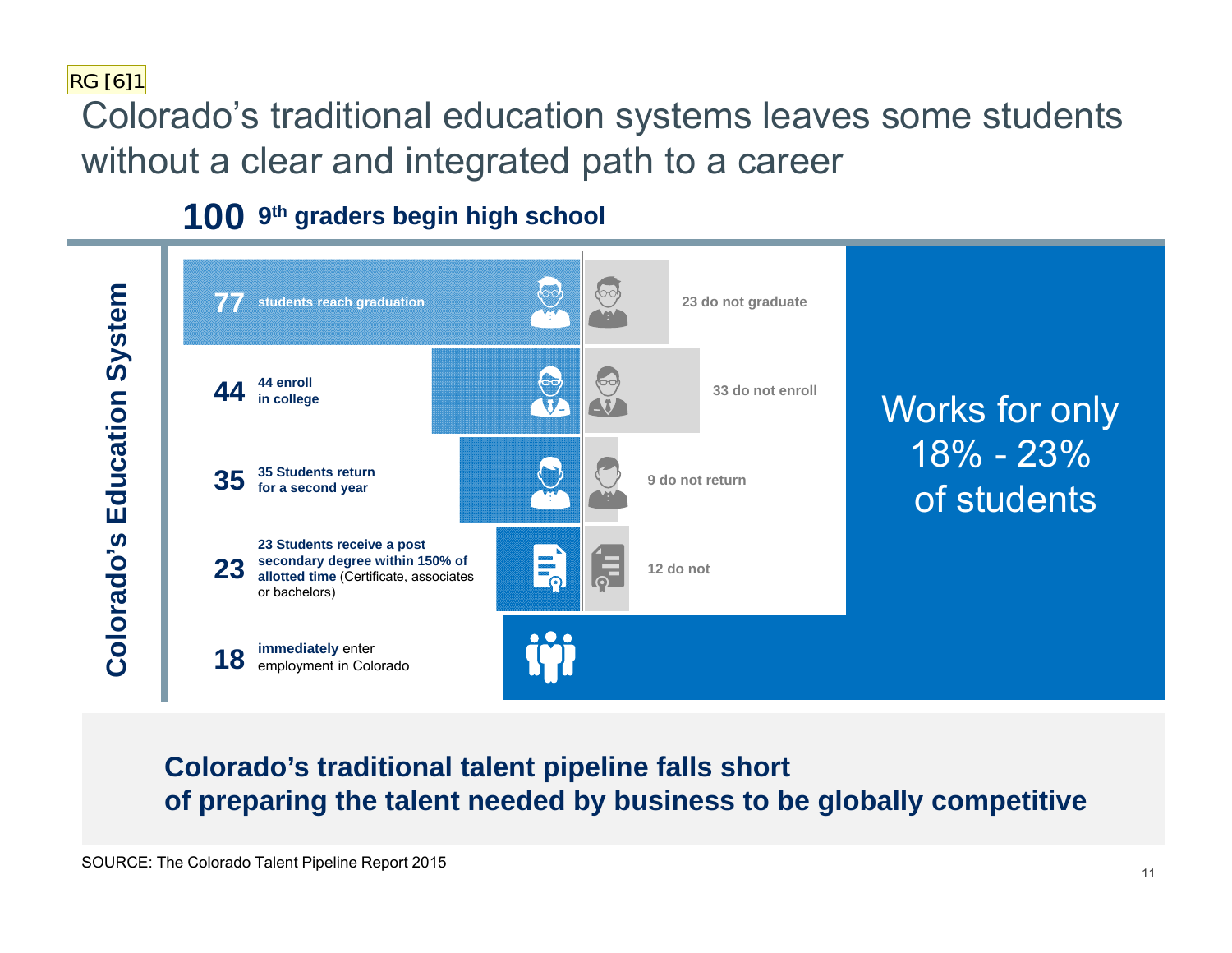RG [6]1

# Colorado's traditional education systems leaves some students without a clear and integrated path to a career

**100 9th graders begin high school**

**Colorado's Education System**

| | | |
|---|---|---|
| **77** | students reach graduation | 23 do not graduate |
| **44** | 44 enroll in college | 33 do not enroll |
| **35** | 35 Students return for a second year | 9 do not return |
| **23** | **23 Students receive a post secondary degree within 150% of allotted time** (Certificate, associates or bachelors) | 12 do not |
| **18** | **immediately** enter employment in Colorado | |

Works for only 18% - 23% of students

**Colorado's traditional talent pipeline falls short of preparing the talent needed by business to be globally competitive**

SOURCE: The Colorado Talent Pipeline Report 2015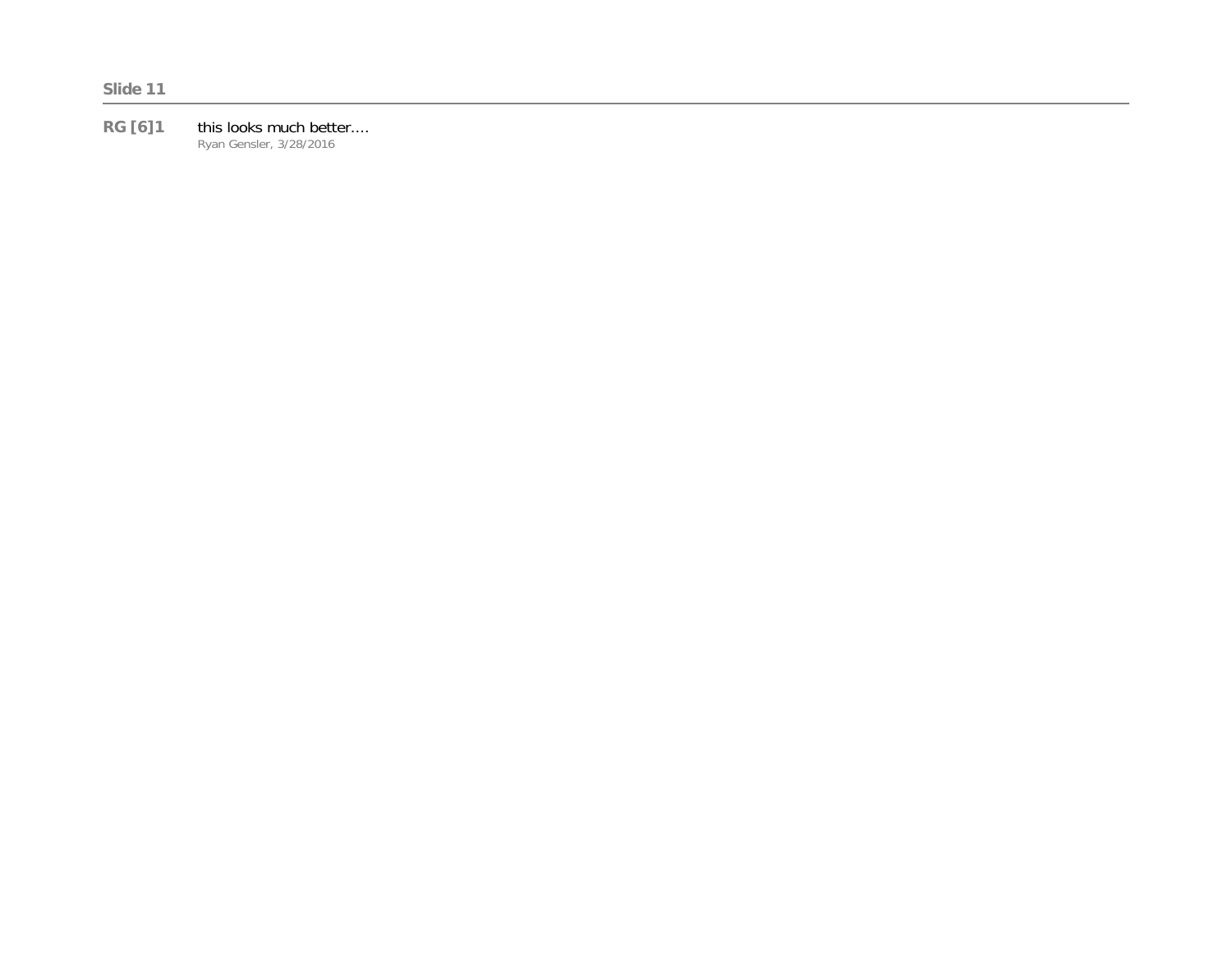**Slide 11**

---

**RG [6]1** this looks much better....
Ryan Gensler, 3/28/2016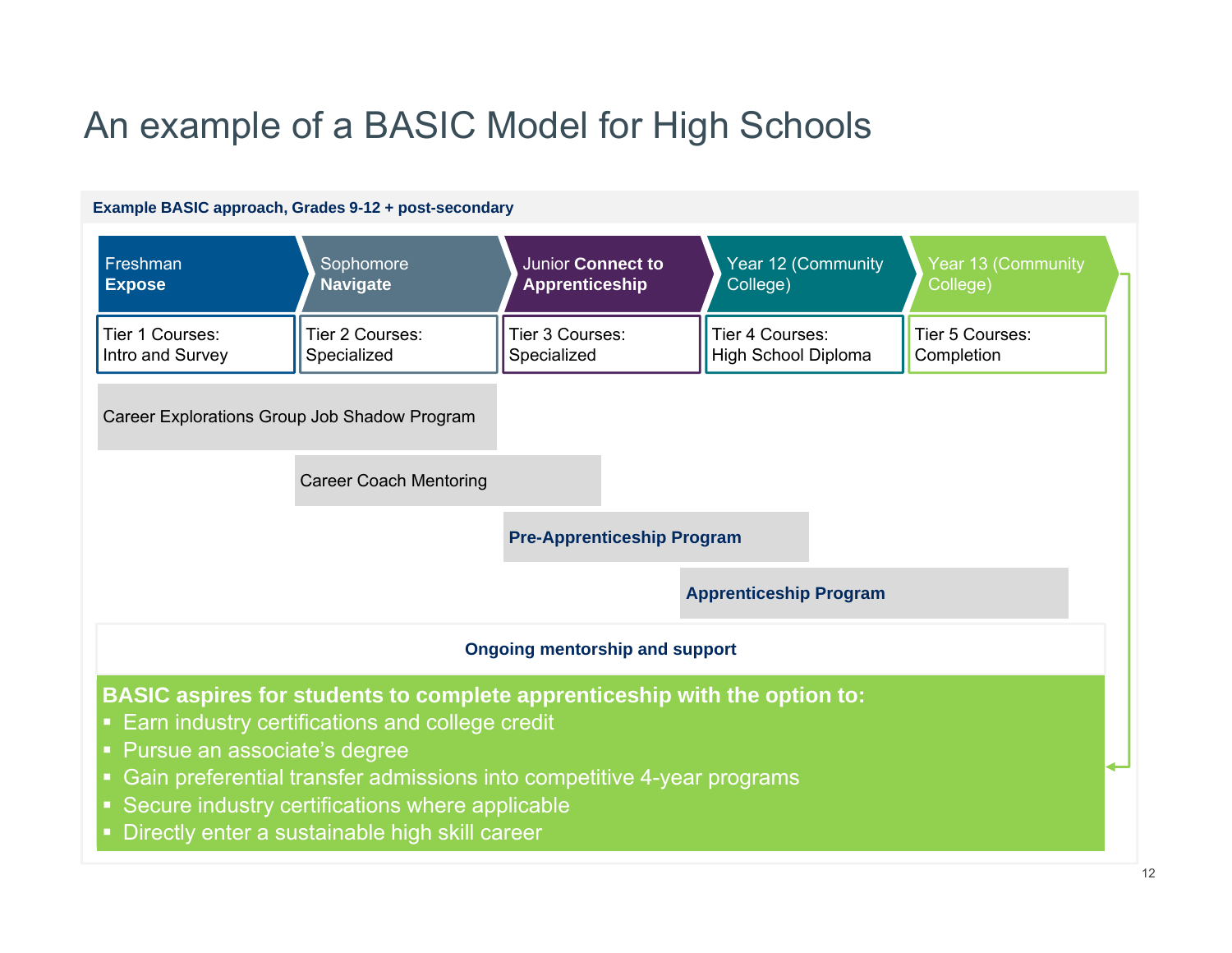# An example of a BASIC Model for High Schools

**Example BASIC approach, Grades 9-12 + post-secondary**

| Freshman **Expose** | Sophomore **Navigate** | Junior **Connect to Apprenticeship** | Year 12 (Community College) | Year 13 (Community College) |
|---|---|---|---|---|
| Tier 1 Courses: Intro and Survey | Tier 2 Courses: Specialized | Tier 3 Courses: Specialized | Tier 4 Courses: High School Diploma | Tier 5 Courses: Completion |

Career Explorations Group Job Shadow Program

Career Coach Mentoring

**Pre-Apprenticeship Program**

**Apprenticeship Program**

**Ongoing mentorship and support**

**BASIC aspires for students to complete apprenticeship with the option to:**

- Earn industry certifications and college credit
- Pursue an associate's degree
- Gain preferential transfer admissions into competitive 4-year programs
- Secure industry certifications where applicable
- Directly enter a sustainable high skill career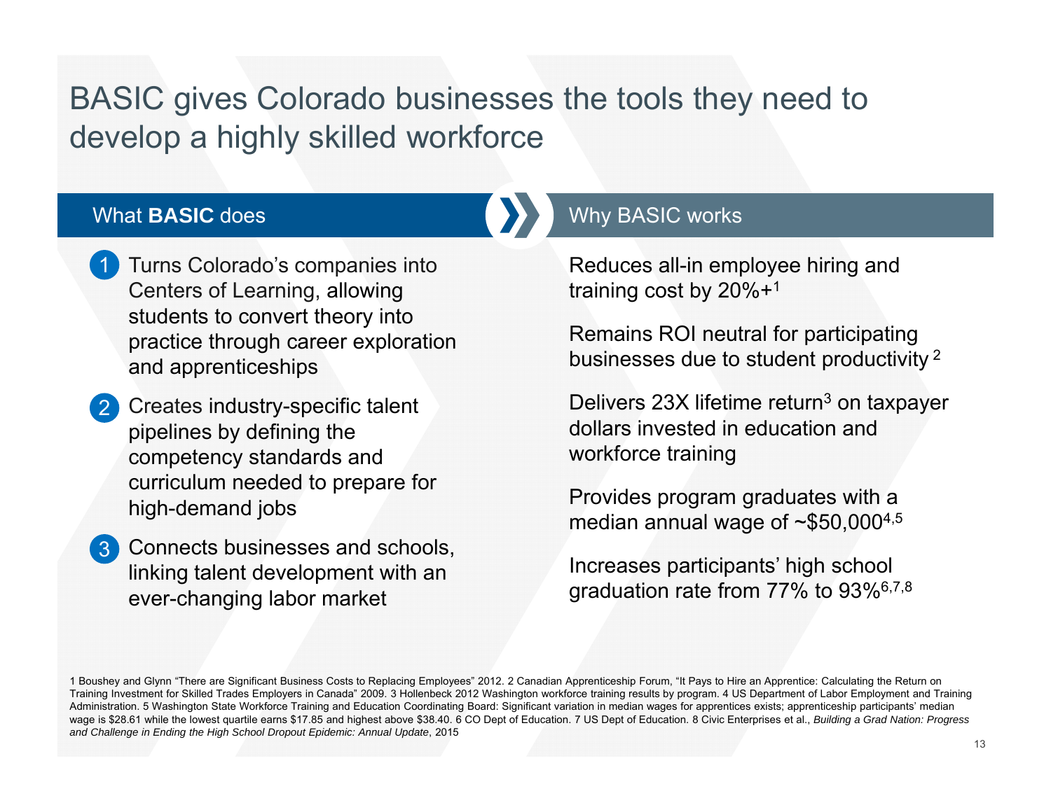# BASIC gives Colorado businesses the tools they need to develop a highly skilled workforce

## What **BASIC** does

1. Turns Colorado's companies into Centers of Learning, allowing students to convert theory into practice through career exploration and apprenticeships
2. Creates industry-specific talent pipelines by defining the competency standards and curriculum needed to prepare for high-demand jobs
3. Connects businesses and schools, linking talent development with an ever-changing labor market

## Why BASIC works

Reduces all-in employee hiring and training cost by 20%+[1]

Remains ROI neutral for participating businesses due to student productivity [2]

Delivers 23X lifetime return[3] on taxpayer dollars invested in education and workforce training

Provides program graduates with a median annual wage of ~$50,000[4,5]

Increases participants' high school graduation rate from 77% to 93%[6,7,8]

1 Boushey and Glynn "There are Significant Business Costs to Replacing Employees" 2012. 2 Canadian Apprenticeship Forum, "It Pays to Hire an Apprentice: Calculating the Return on Training Investment for Skilled Trades Employers in Canada" 2009. 3 Hollenbeck 2012 Washington workforce training results by program. 4 US Department of Labor Employment and Training Administration. 5 Washington State Workforce Training and Education Coordinating Board: Significant variation in median wages for apprentices exists; apprenticeship participants' median wage is $28.61 while the lowest quartile earns $17.85 and highest above $38.40. 6 CO Dept of Education. 7 US Dept of Education. 8 Civic Enterprises et al., *Building a Grad Nation: Progress and Challenge in Ending the High School Dropout Epidemic: Annual Update*, 2015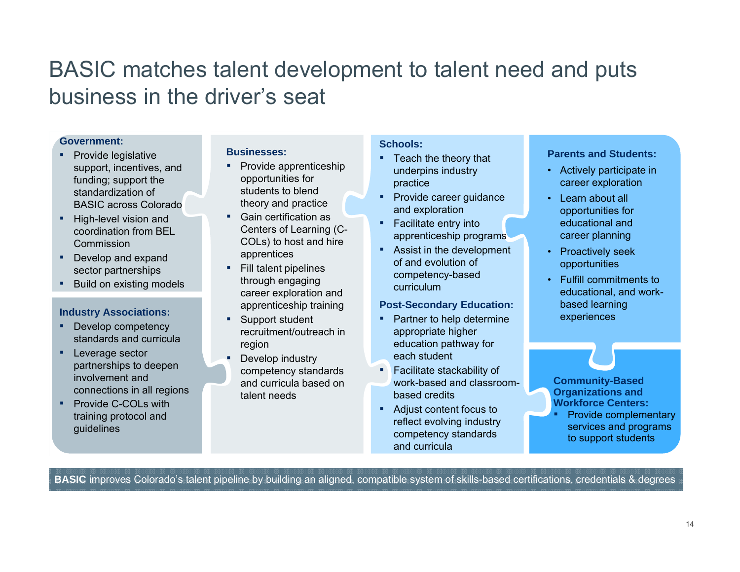# BASIC matches talent development to talent need and puts business in the driver's seat

**Government:**

- Provide legislative support, incentives, and funding; support the standardization of BASIC across Colorado
- High-level vision and coordination from BEL Commission
- Develop and expand sector partnerships
- Build on existing models

**Industry Associations:**

- Develop competency standards and curricula
- Leverage sector partnerships to deepen involvement and connections in all regions
- Provide C-COLs with training protocol and guidelines

**Businesses:**

- Provide apprenticeship opportunities for students to blend theory and practice
- Gain certification as Centers of Learning (C-COLs) to host and hire apprentices
- Fill talent pipelines through engaging career exploration and apprenticeship training
- Support student recruitment/outreach in region
- Develop industry competency standards and curricula based on talent needs

**Schools:**

- Teach the theory that underpins industry practice
- Provide career guidance and exploration
- Facilitate entry into apprenticeship programs
- Assist in the development of and evolution of competency-based curriculum

**Post-Secondary Education:**

- Partner to help determine appropriate higher education pathway for each student
- Facilitate stackability of work-based and classroom-based credits
- Adjust content focus to reflect evolving industry competency standards and curricula

**Parents and Students:**

- Actively participate in career exploration
- Learn about all opportunities for educational and career planning
- Proactively seek opportunities
- Fulfill commitments to educational, and work-based learning experiences

**Community-Based Organizations and Workforce Centers:**

- Provide complementary services and programs to support students

**BASIC** improves Colorado's talent pipeline by building an aligned, compatible system of skills-based certifications, credentials & degrees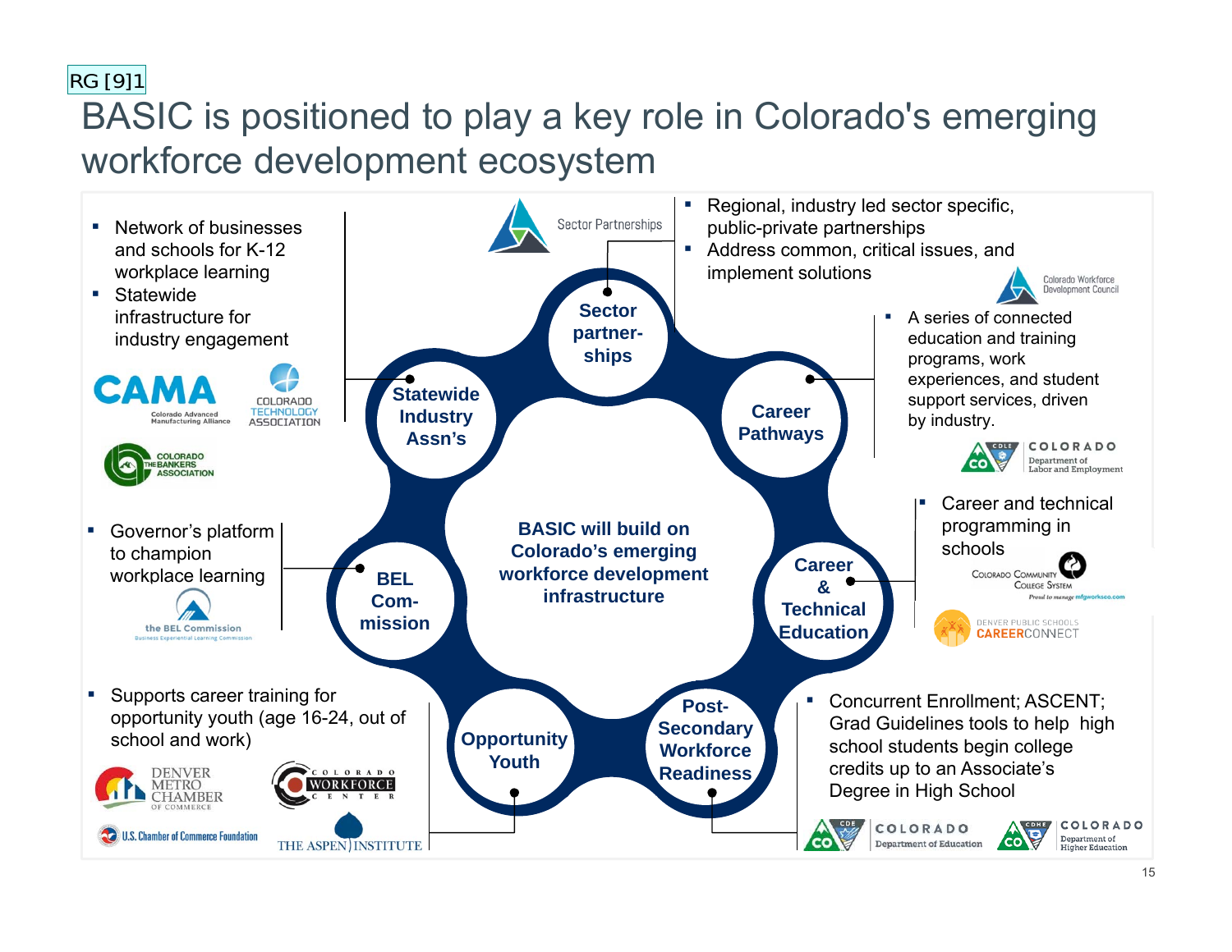RG [9]1

# BASIC is positioned to play a key role in Colorado's emerging workforce development ecosystem

**BASIC will build on Colorado's emerging workforce development infrastructure**

## Sector partnerships

- Regional, industry led sector specific, public-private partnerships
- Address common, critical issues, and implement solutions

Sector Partnerships; Colorado Workforce Development Council

## Career Pathways

- A series of connected education and training programs, work experiences, and student support services, driven by industry.

Colorado Department of Labor and Employment

## Career & Technical Education

- Career and technical programming in schools

Colorado Community College System (Proud to manage mfgworksco.com); Denver Public Schools CareerConnect

## Post-Secondary Workforce Readiness

- Concurrent Enrollment; ASCENT; Grad Guidelines tools to help high school students begin college credits up to an Associate's Degree in High School

Colorado Department of Education; Colorado Department of Higher Education

## Opportunity Youth

- Supports career training for opportunity youth (age 16-24, out of school and work)

Denver Metro Chamber of Commerce; Colorado Workforce Center; U.S. Chamber of Commerce Foundation; The Aspen Institute

## BEL Commission

- Governor's platform to champion workplace learning

the BEL Commission (Business Experiential Learning Commission)

## Statewide Industry Assn's

- Network of businesses and schools for K-12 workplace learning
- Statewide infrastructure for industry engagement

CAMA (Colorado Advanced Manufacturing Alliance); Colorado Technology Association; Colorado Bankers Association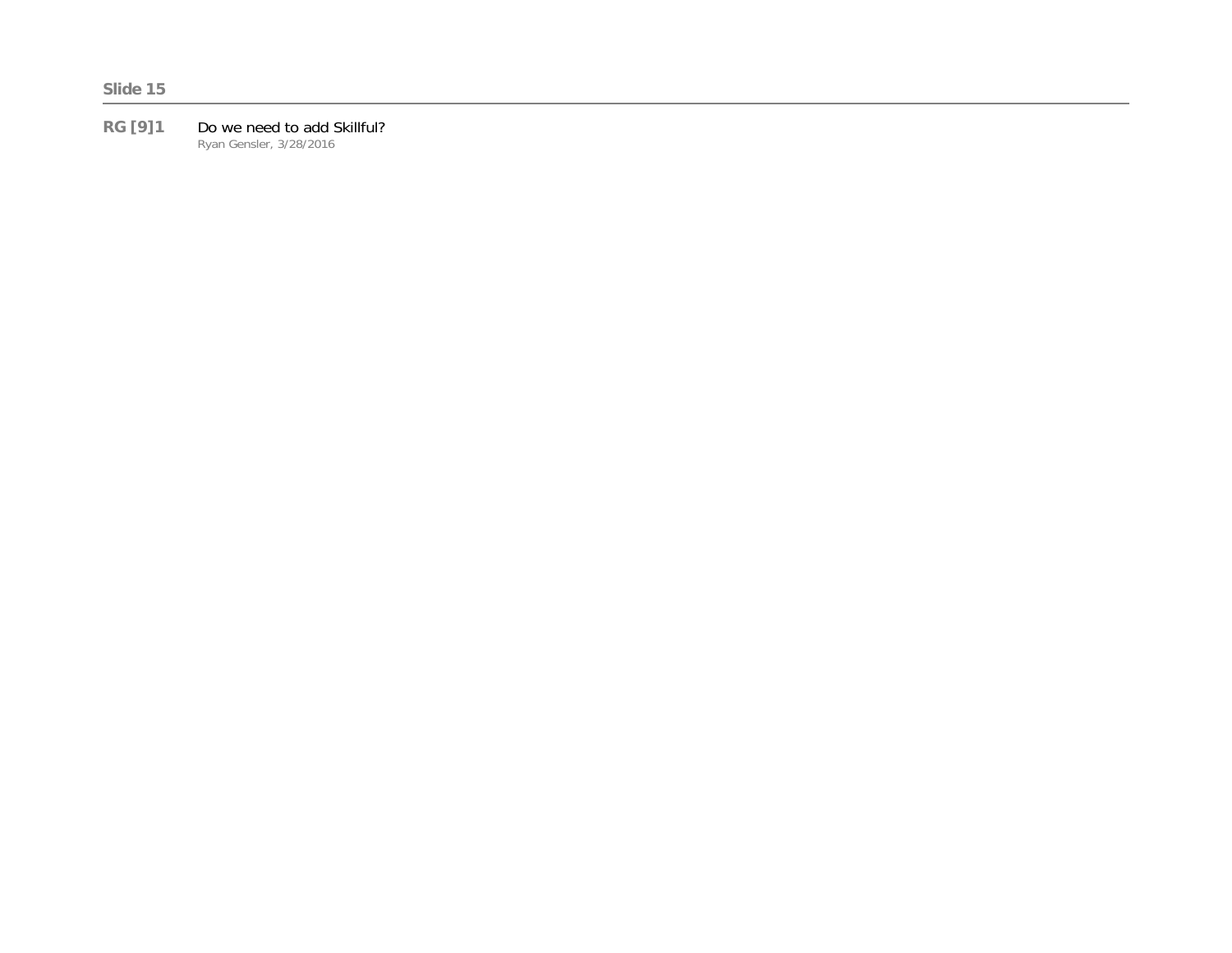**Slide 15**

---

**RG [9]1** Do we need to add Skillful?
Ryan Gensler, 3/28/2016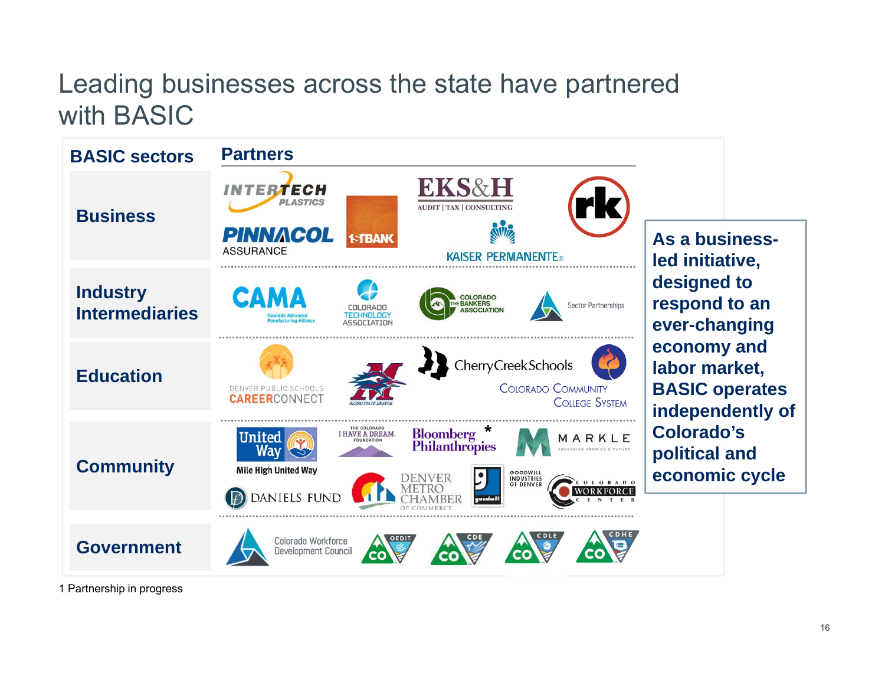# Leading businesses across the state have partnered with BASIC

| BASIC sectors | Partners |
| --- | --- |
| Business | Intertech Plastics; Pinnacol Assurance; 1stBank; EKS&H Audit \| Tax \| Consulting; Kaiser Permanente; rk |
| Industry Intermediaries | CAMA Colorado Advanced Manufacturing Alliance; Colorado Technology Association; Colorado The Bankers Association; Sector Partnerships |
| Education | Denver Public Schools CareerConnect; Metro State Denver; Cherry Creek Schools; Colorado Community College System |
| Community | United Way Mile High United Way; The Colorado I Have A Dream Foundation; Bloomberg Philanthropies*; Markle Advancing America's Future; Daniels Fund; Denver Metro Chamber of Commerce; Goodwill Industries of Denver; Colorado Workforce Center |
| Government | Colorado Workforce Development Council; OEDIT; CDE; CDLE; CDHE |

As a business-led initiative, designed to respond to an ever-changing economy and labor market, BASIC operates independently of Colorado's political and economic cycle

1 Partnership in progress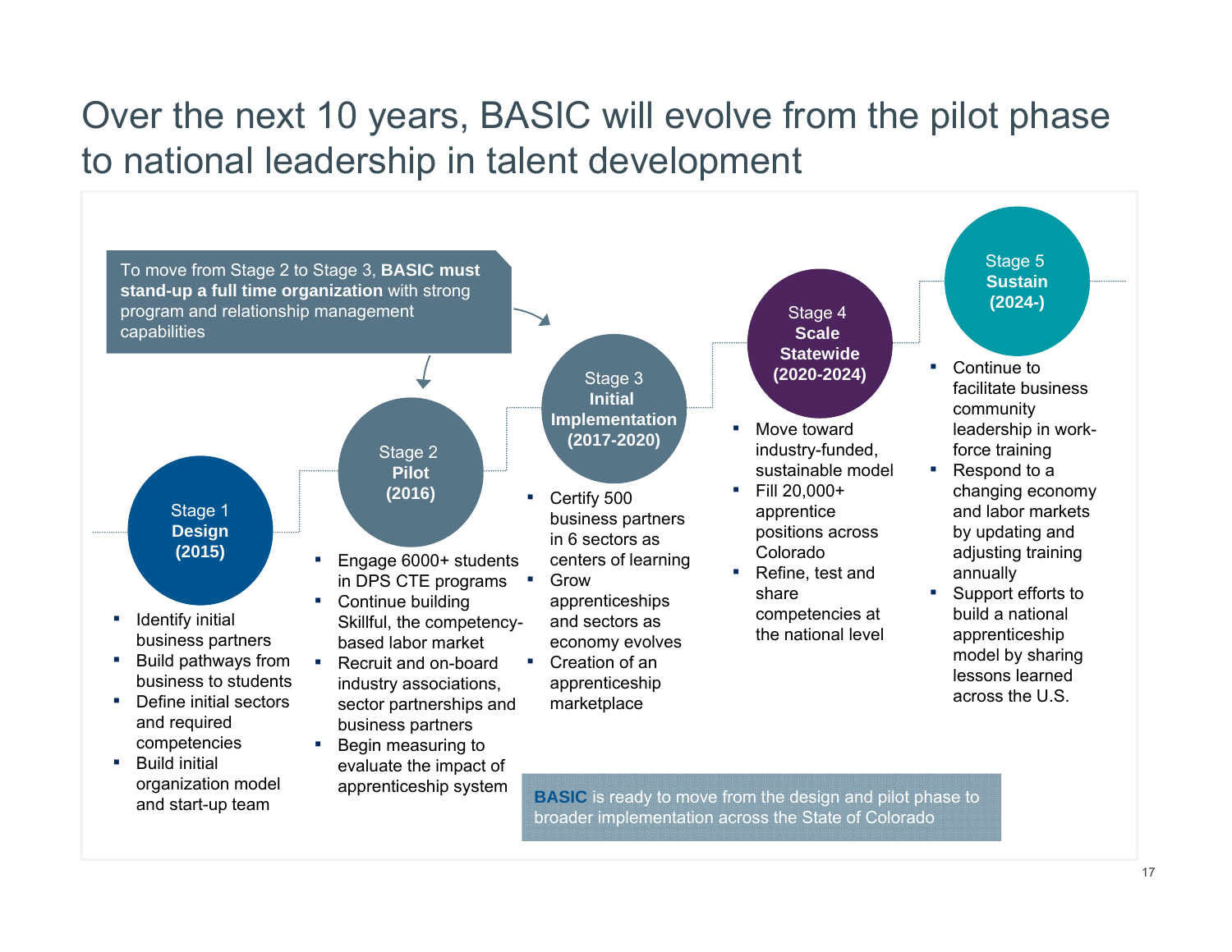# Over the next 10 years, BASIC will evolve from the pilot phase to national leadership in talent development

To move from Stage 2 to Stage 3, **BASIC must stand-up a full time organization** with strong program and relationship management capabilities

### Stage 1 **Design** **(2015)**

- Identify initial business partners
- Build pathways from business to students
- Define initial sectors and required competencies
- Build initial organization model and start-up team

### Stage 2 **Pilot** **(2016)**

- Engage 6000+ students in DPS CTE programs
- Continue building Skillful, the competency-based labor market
- Recruit and on-board industry associations, sector partnerships and business partners
- Begin measuring to evaluate the impact of apprenticeship system

### Stage 3 **Initial Implementation** **(2017-2020)**

- Certify 500 business partners in 6 sectors as centers of learning
- Grow apprenticeships and sectors as economy evolves
- Creation of an apprenticeship marketplace

### Stage 4 **Scale Statewide** **(2020-2024)**

- Move toward industry-funded, sustainable model
- Fill 20,000+ apprentice positions across Colorado
- Refine, test and share competencies at the national level

### Stage 5 **Sustain** **(2024-)**

- Continue to facilitate business community leadership in work-force training
- Respond to a changing economy and labor markets by updating and adjusting training annually
- Support efforts to build a national apprenticeship model by sharing lessons learned across the U.S.

**BASIC** is ready to move from the design and pilot phase to broader implementation across the State of Colorado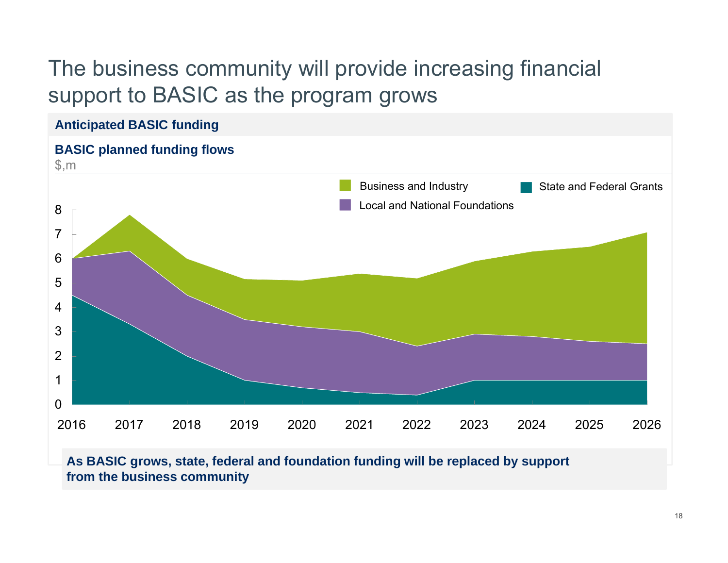# The business community will provide increasing financial support to BASIC as the program grows

## Anticipated BASIC funding

**BASIC planned funding flows**

$,m

Business and Industry

Local and National Foundations

State and Federal Grants

8
7
6
5
4
3
2
1
0

2016 2017 2018 2019 2020 2021 2022 2023 2024 2025 2026

**As BASIC grows, state, federal and foundation funding will be replaced by support from the business community**